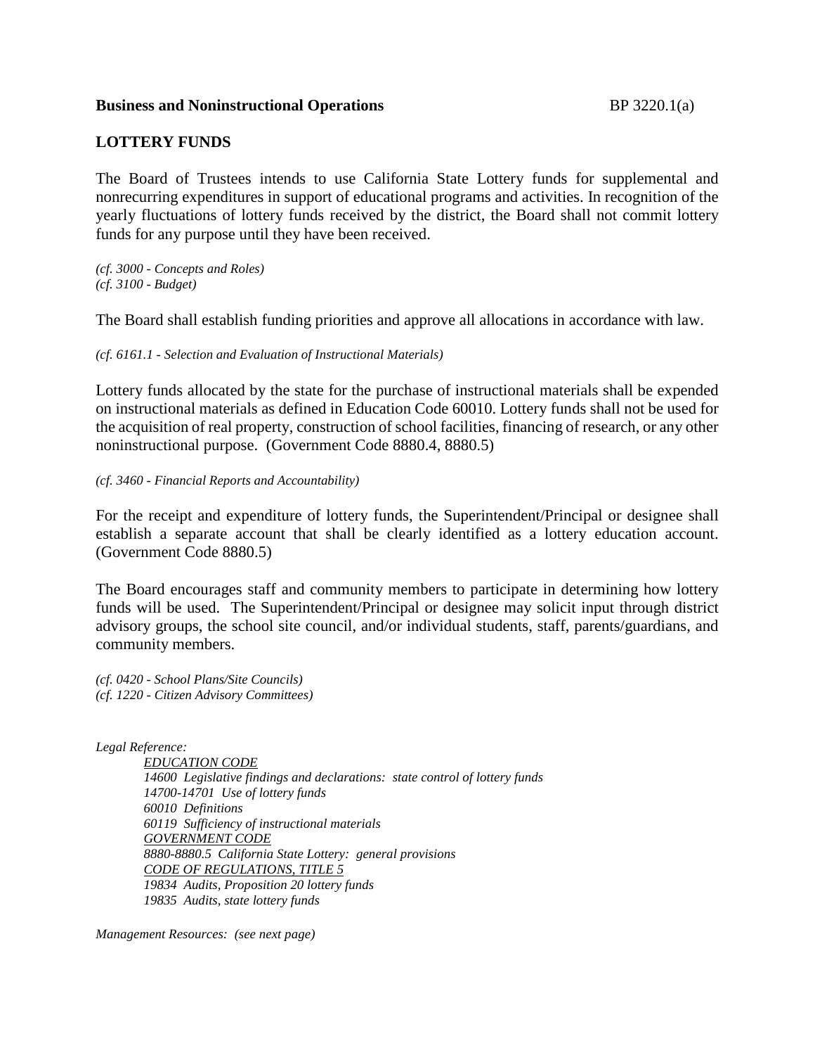**Business and Noninstructional Operations** BP 3220.1(a)

## LOTTERY FUNDS

The Board of Trustees intends to use California State Lottery funds for supplemental and nonrecurring expenditures in support of educational programs and activities. In recognition of the yearly fluctuations of lottery funds received by the district, the Board shall not commit lottery funds for any purpose until they have been received.

*(cf. 3000 - Concepts and Roles)*
*(cf. 3100 - Budget)*

The Board shall establish funding priorities and approve all allocations in accordance with law.

*(cf. 6161.1 - Selection and Evaluation of Instructional Materials)*

Lottery funds allocated by the state for the purchase of instructional materials shall be expended on instructional materials as defined in Education Code 60010. Lottery funds shall not be used for the acquisition of real property, construction of school facilities, financing of research, or any other noninstructional purpose. (Government Code 8880.4, 8880.5)

*(cf. 3460 - Financial Reports and Accountability)*

For the receipt and expenditure of lottery funds, the Superintendent/Principal or designee shall establish a separate account that shall be clearly identified as a lottery education account. (Government Code 8880.5)

The Board encourages staff and community members to participate in determining how lottery funds will be used. The Superintendent/Principal or designee may solicit input through district advisory groups, the school site council, and/or individual students, staff, parents/guardians, and community members.

*(cf. 0420 - School Plans/Site Councils)*
*(cf. 1220 - Citizen Advisory Committees)*

*Legal Reference:*

*EDUCATION CODE*
*14600 Legislative findings and declarations: state control of lottery funds*
*14700-14701 Use of lottery funds*
*60010 Definitions*
*60119 Sufficiency of instructional materials*
*GOVERNMENT CODE*
*8880-8880.5 California State Lottery: general provisions*
*CODE OF REGULATIONS, TITLE 5*
*19834 Audits, Proposition 20 lottery funds*
*19835 Audits, state lottery funds*

*Management Resources: (see next page)*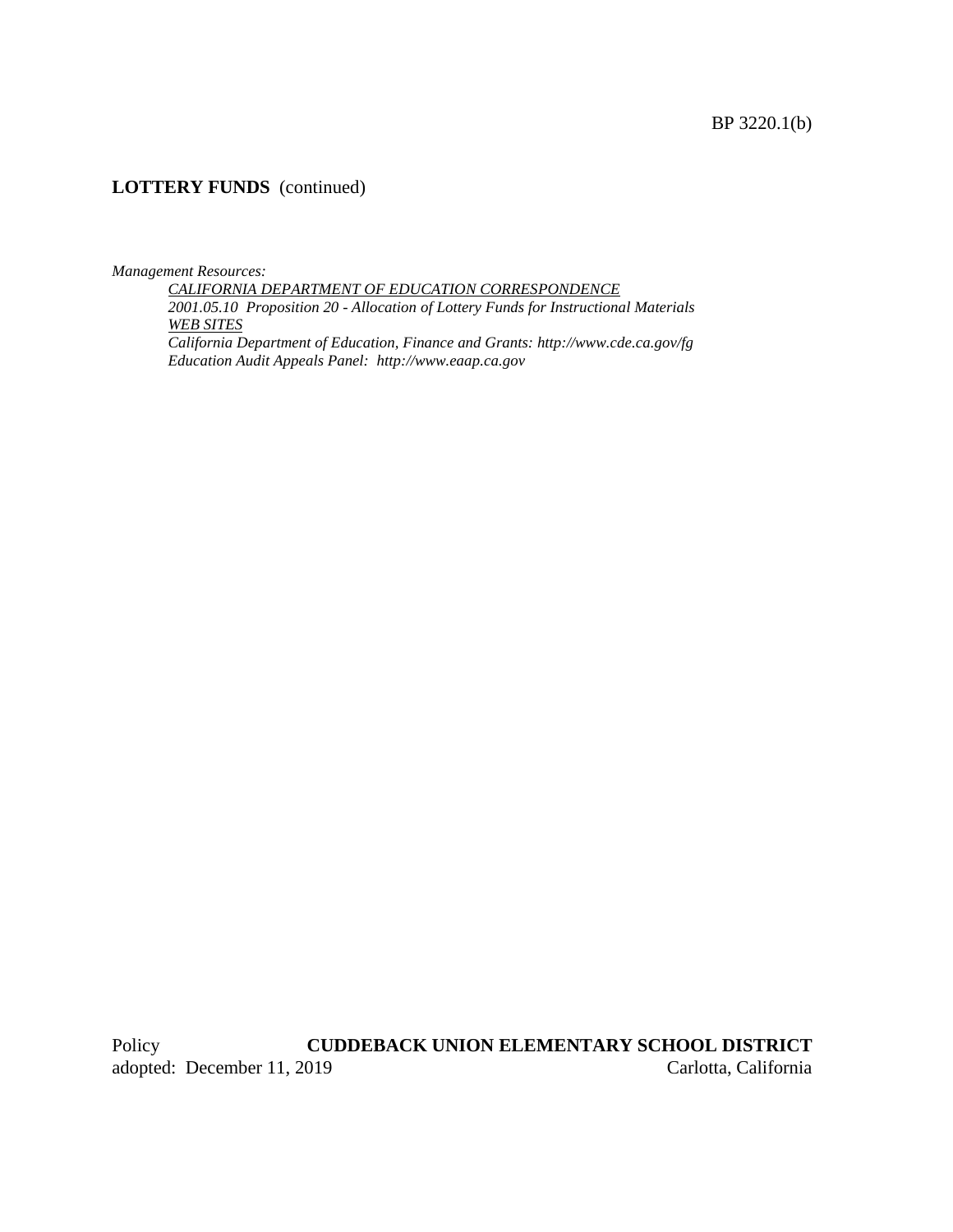**LOTTERY FUNDS** (continued)

*Management Resources:*

*CALIFORNIA DEPARTMENT OF EDUCATION CORRESPONDENCE*

*2001.05.10 Proposition 20 - Allocation of Lottery Funds for Instructional Materials*

*WEB SITES*

*California Department of Education, Finance and Grants: http://www.cde.ca.gov/fg*

*Education Audit Appeals Panel: http://www.eaap.ca.gov*

Policy **CUDDEBACK UNION ELEMENTARY SCHOOL DISTRICT**
adopted: December 11, 2019 Carlotta, California